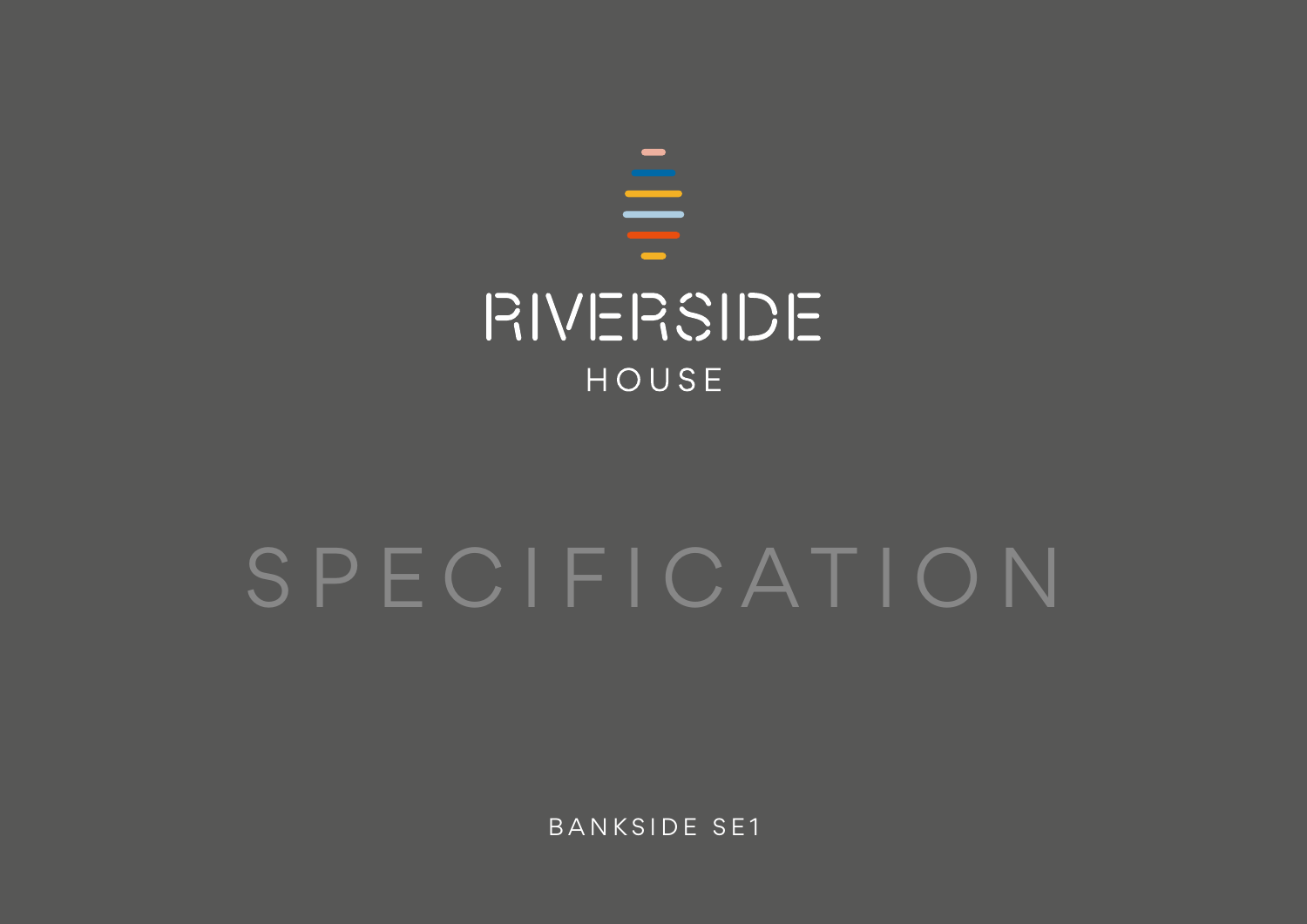# RIVERSIDE

HOUSE

# SPECIFICATION

BANKSIDE SE1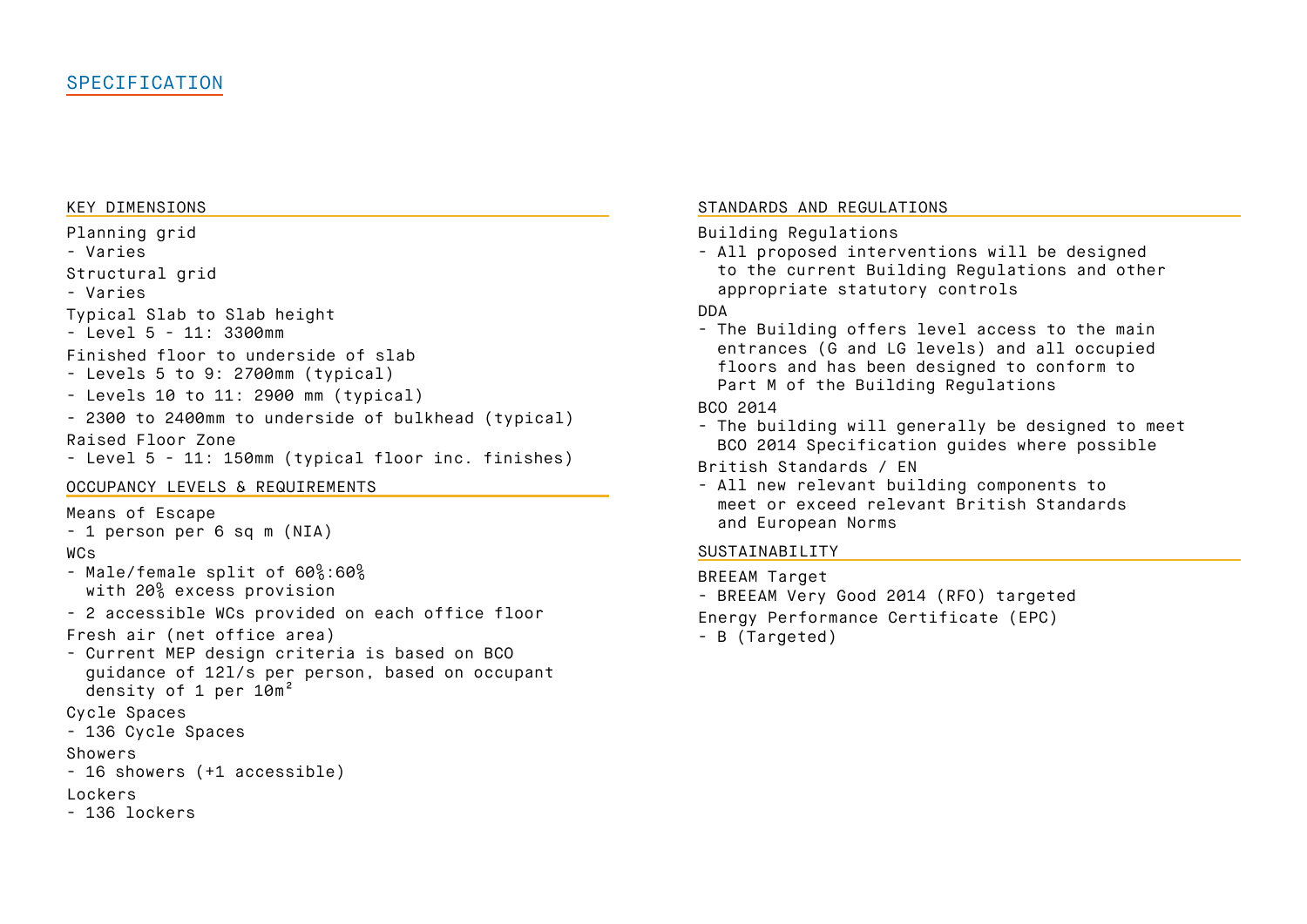# SPECIFICATION

## KEY DIMENSIONS

Planning grid
- Varies

Structural grid
- Varies

Typical Slab to Slab height
- Level 5 - 11: 3300mm

Finished floor to underside of slab
- Levels 5 to 9: 2700mm (typical)
- Levels 10 to 11: 2900 mm (typical)
- 2300 to 2400mm to underside of bulkhead (typical)

Raised Floor Zone
- Level 5 - 11: 150mm (typical floor inc. finishes)

## OCCUPANCY LEVELS & REQUIREMENTS

Means of Escape
- 1 person per 6 sq m (NIA)

WCs
- Male/female split of 60%:60% with 20% excess provision
- 2 accessible WCs provided on each office floor

Fresh air (net office area)
- Current MEP design criteria is based on BCO guidance of 12l/s per person, based on occupant density of 1 per 10m²

Cycle Spaces
- 136 Cycle Spaces

Showers
- 16 showers (+1 accessible)

Lockers
- 136 lockers

## STANDARDS AND REGULATIONS

Building Regulations
- All proposed interventions will be designed to the current Building Regulations and other appropriate statutory controls

DDA
- The Building offers level access to the main entrances (G and LG levels) and all occupied floors and has been designed to conform to Part M of the Building Regulations

BCO 2014
- The building will generally be designed to meet BCO 2014 Specification guides where possible

British Standards / EN
- All new relevant building components to meet or exceed relevant British Standards and European Norms

## SUSTAINABILITY

BREEAM Target
- BREEAM Very Good 2014 (RFO) targeted

Energy Performance Certificate (EPC)
- B (Targeted)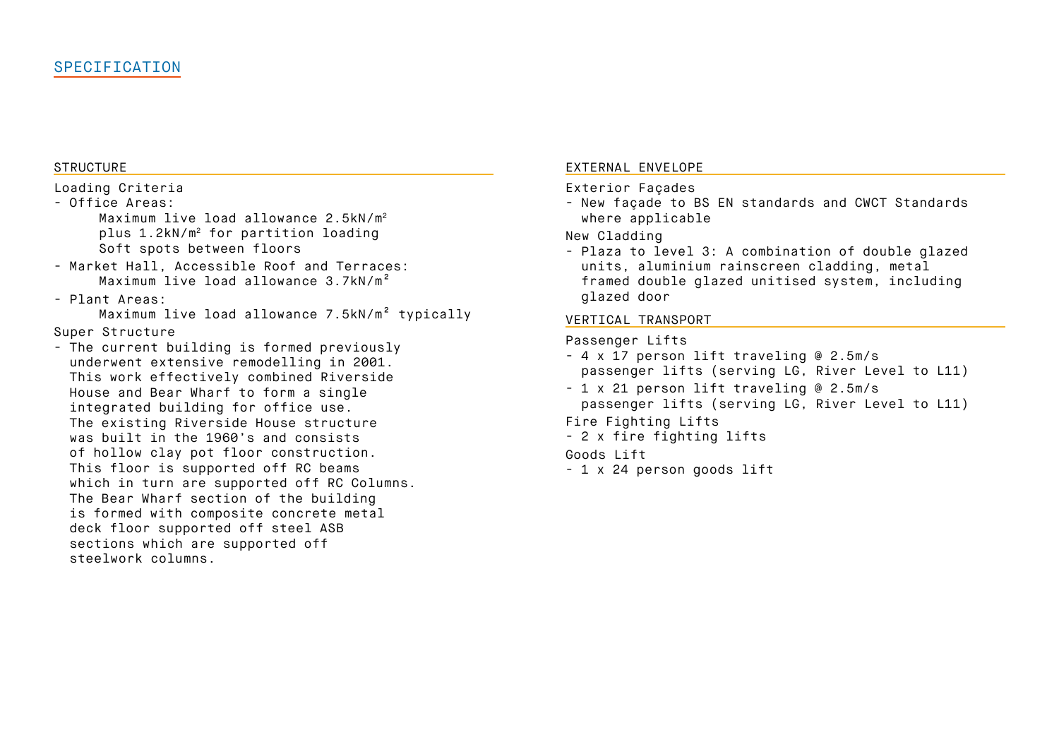# SPECIFICATION

## STRUCTURE

Loading Criteria

- Office Areas:
  Maximum live load allowance 2.5kN/m$^2$
  plus 1.2kN/m$^2$ for partition loading
  Soft spots between floors
- Market Hall, Accessible Roof and Terraces:
  Maximum live load allowance 3.7kN/m$^2$
- Plant Areas:
  Maximum live load allowance 7.5kN/m$^2$ typically

Super Structure

- The current building is formed previously underwent extensive remodelling in 2001. This work effectively combined Riverside House and Bear Wharf to form a single integrated building for office use. The existing Riverside House structure was built in the 1960's and consists of hollow clay pot floor construction. This floor is supported off RC beams which in turn are supported off RC Columns. The Bear Wharf section of the building is formed with composite concrete metal deck floor supported off steel ASB sections which are supported off steelwork columns.

## EXTERNAL ENVELOPE

Exterior Façades

- New façade to BS EN standards and CWCT Standards where applicable

New Cladding

- Plaza to level 3: A combination of double glazed units, aluminium rainscreen cladding, metal framed double glazed unitised system, including glazed door

## VERTICAL TRANSPORT

Passenger Lifts

- 4 x 17 person lift traveling @ 2.5m/s passenger lifts (serving LG, River Level to L11)
- 1 x 21 person lift traveling @ 2.5m/s passenger lifts (serving LG, River Level to L11)

Fire Fighting Lifts

- 2 x fire fighting lifts

Goods Lift

- 1 x 24 person goods lift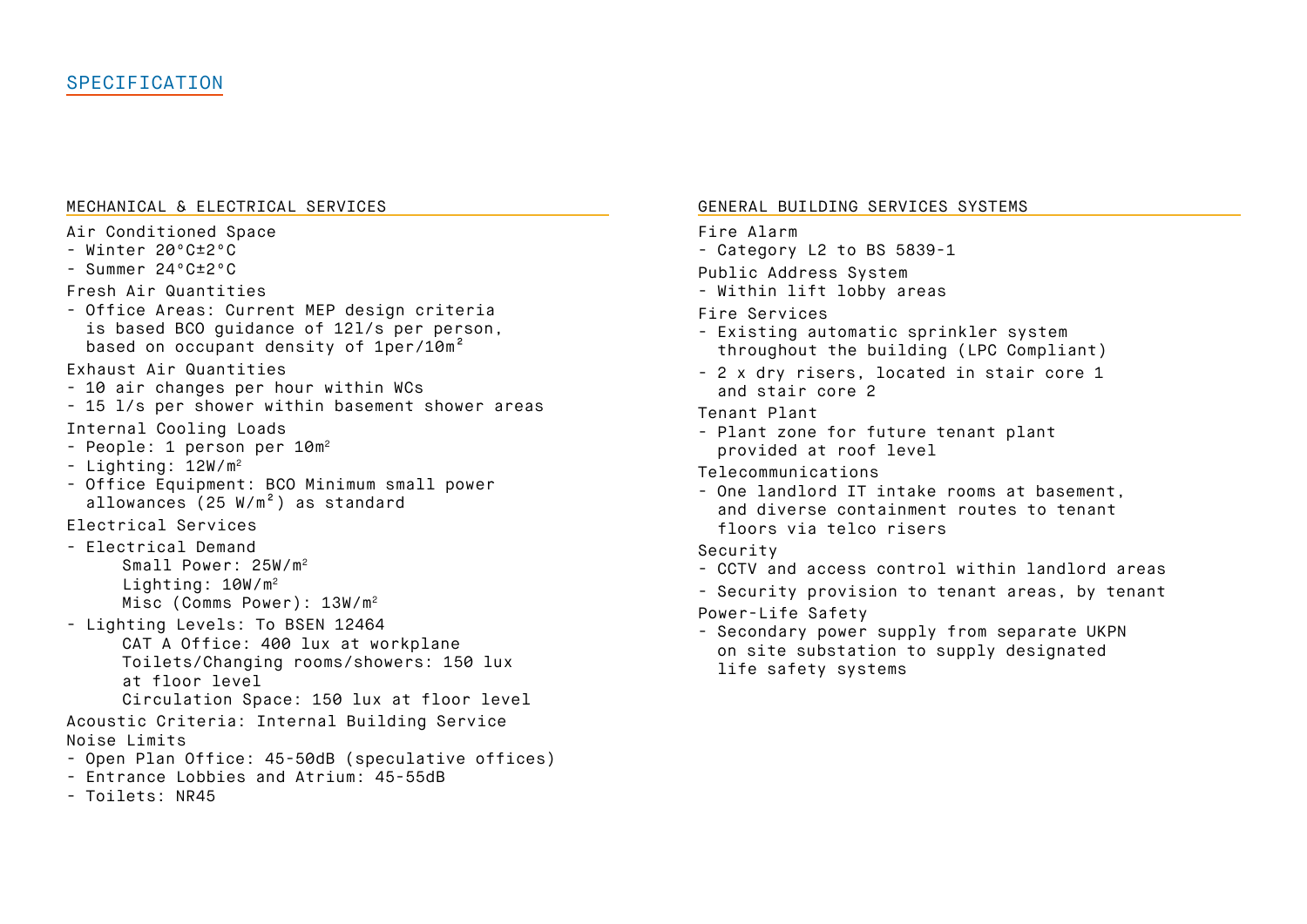# SPECIFICATION

## MECHANICAL & ELECTRICAL SERVICES

Air Conditioned Space
- Winter 20°C±2°C
- Summer 24°C±2°C

Fresh Air Quantities
- Office Areas: Current MEP design criteria is based BCO guidance of 12l/s per person, based on occupant density of 1per/10m²

Exhaust Air Quantities
- 10 air changes per hour within WCs
- 15 l/s per shower within basement shower areas

Internal Cooling Loads
- People: 1 person per 10m²
- Lighting: 12W/m²
- Office Equipment: BCO Minimum small power allowances (25 W/m²) as standard

Electrical Services
- Electrical Demand
  - Small Power: 25W/m²
  - Lighting: 10W/m²
  - Misc (Comms Power): 13W/m²
- Lighting Levels: To BSEN 12464
  - CAT A Office: 400 lux at workplane
  - Toilets/Changing rooms/showers: 150 lux at floor level
  - Circulation Space: 150 lux at floor level

Acoustic Criteria: Internal Building Service Noise Limits
- Open Plan Office: 45-50dB (speculative offices)
- Entrance Lobbies and Atrium: 45-55dB
- Toilets: NR45

## GENERAL BUILDING SERVICES SYSTEMS

Fire Alarm
- Category L2 to BS 5839-1

Public Address System
- Within lift lobby areas

Fire Services
- Existing automatic sprinkler system throughout the building (LPC Compliant)
- 2 x dry risers, located in stair core 1 and stair core 2

Tenant Plant
- Plant zone for future tenant plant provided at roof level

Telecommunications
- One landlord IT intake rooms at basement, and diverse containment routes to tenant floors via telco risers

Security
- CCTV and access control within landlord areas
- Security provision to tenant areas, by tenant

Power-Life Safety
- Secondary power supply from separate UKPN on site substation to supply designated life safety systems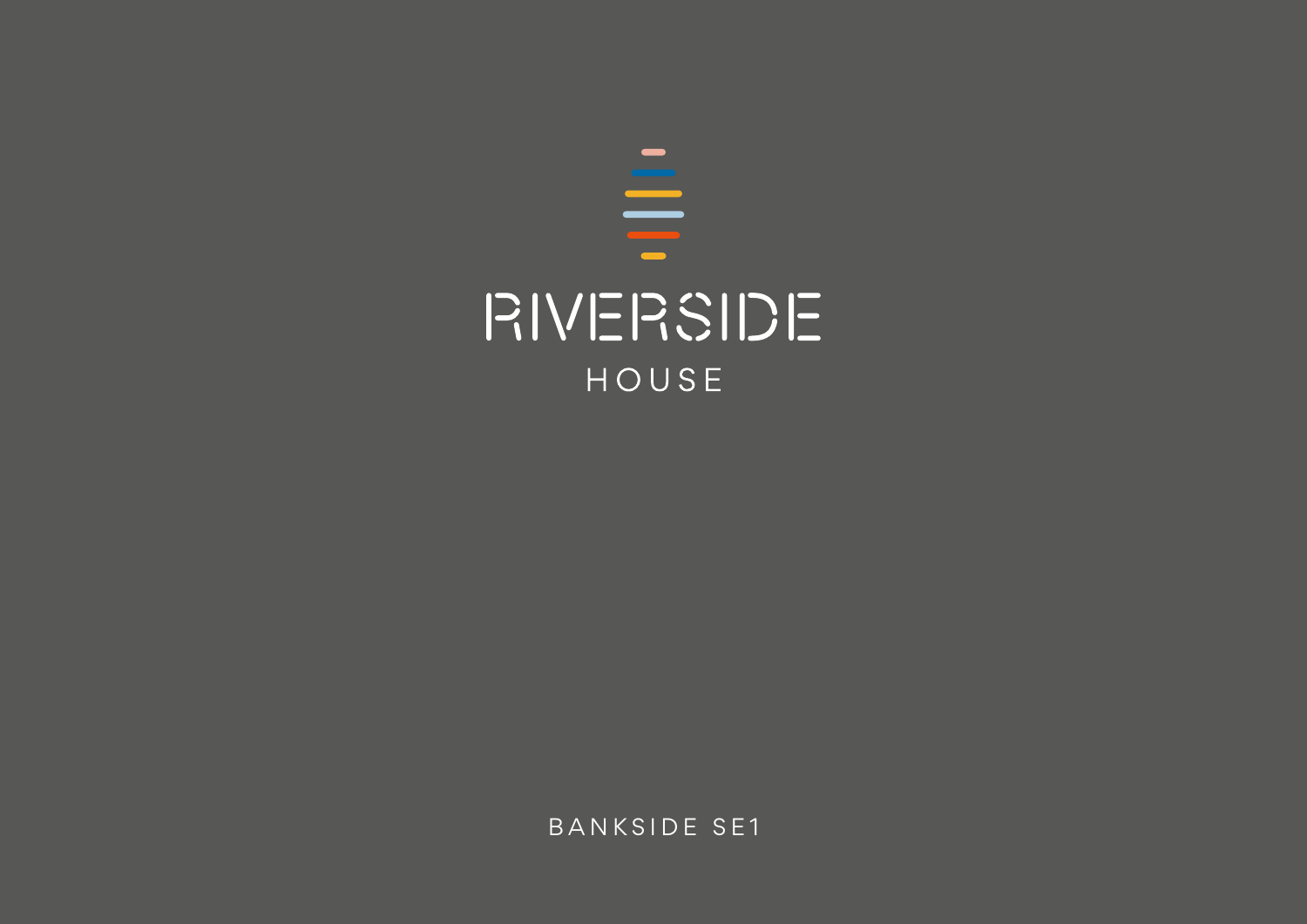# RIVERSIDE

HOUSE

BANKSIDE SE1